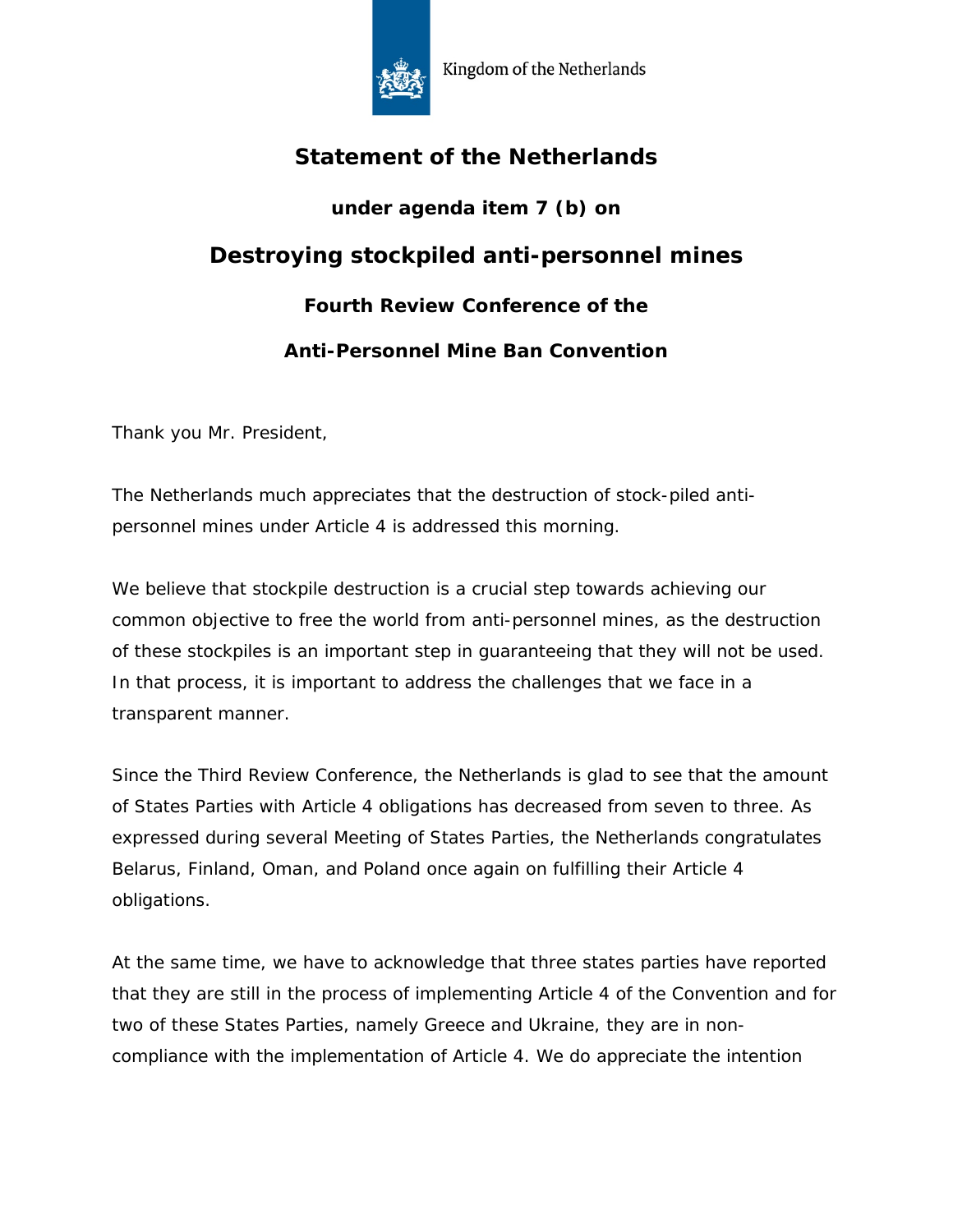Kingdom of the Netherlands

# Statement of the Netherlands

### under agenda item 7 (b) on

## Destroying stockpiled anti-personnel mines

### Fourth Review Conference of the

### Anti-Personnel Mine Ban Convention

Thank you Mr. President,

The Netherlands much appreciates that the destruction of stock-piled anti-personnel mines under Article 4 is addressed this morning.

We believe that stockpile destruction is a crucial step towards achieving our common objective to free the world from anti-personnel mines, as the destruction of these stockpiles is an important step in guaranteeing that they will not be used. In that process, it is important to address the challenges that we face in a transparent manner.

Since the Third Review Conference, the Netherlands is glad to see that the amount of States Parties with Article 4 obligations has decreased from seven to three. As expressed during several Meeting of States Parties, the Netherlands congratulates Belarus, Finland, Oman, and Poland once again on fulfilling their Article 4 obligations.

At the same time, we have to acknowledge that three states parties have reported that they are still in the process of implementing Article 4 of the Convention and for two of these States Parties, namely Greece and Ukraine, they are in non-compliance with the implementation of Article 4. We do appreciate the intention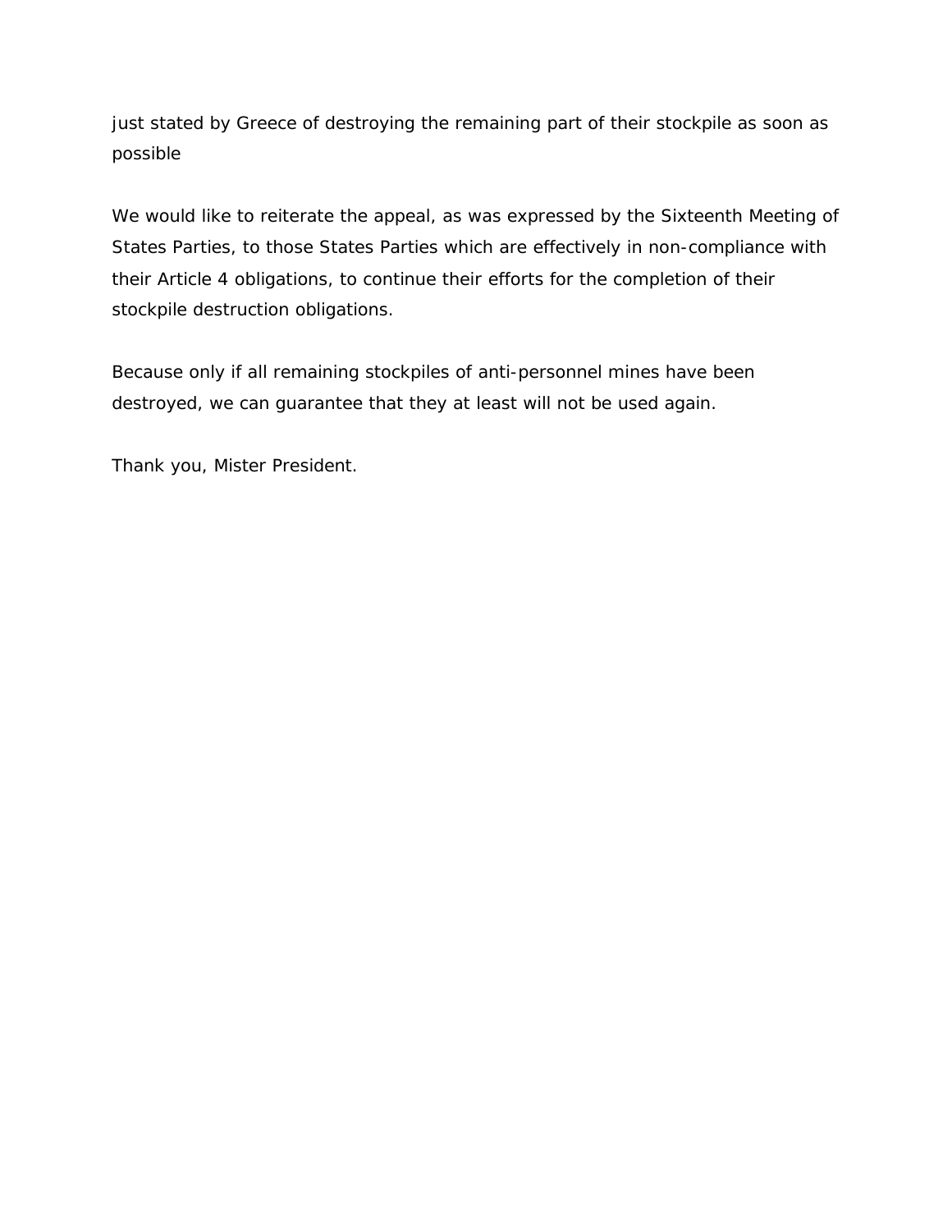just stated by Greece of destroying the remaining part of their stockpile as soon as possible

We would like to reiterate the appeal, as was expressed by the Sixteenth Meeting of States Parties, to those States Parties which are effectively in non-compliance with their Article 4 obligations, to continue their efforts for the completion of their stockpile destruction obligations.

Because only if all remaining stockpiles of anti-personnel mines have been destroyed, we can guarantee that they at least will not be used again.

Thank you, Mister President.